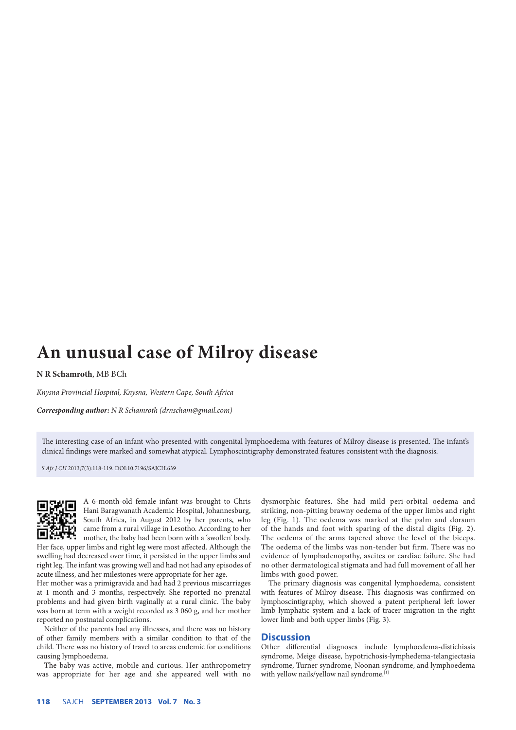# An unusual case of Milroy disease

**N R Schamroth**, MB BCh

*Knysna Provincial Hospital, Knysna, Western Cape, South Africa*

***Corresponding author:*** *N R Schamroth (drnscham@gmail.com)*

The interesting case of an infant who presented with congenital lymphoedema with features of Milroy disease is presented. The infant's clinical findings were marked and somewhat atypical. Lymphoscintigraphy demonstrated features consistent with the diagnosis.

*S Afr J CH* 2013;7(3):118-119. DOI:10.7196/SAJCH.639

A 6-month-old female infant was brought to Chris Hani Baragwanath Academic Hospital, Johannesburg, South Africa, in August 2012 by her parents, who came from a rural village in Lesotho. According to her mother, the baby had been born with a 'swollen' body. Her face, upper limbs and right leg were most affected. Although the swelling had decreased over time, it persisted in the upper limbs and right leg. The infant was growing well and had not had any episodes of acute illness, and her milestones were appropriate for her age.

Her mother was a primigravida and had had 2 previous miscarriages at 1 month and 3 months, respectively. She reported no prenatal problems and had given birth vaginally at a rural clinic. The baby was born at term with a weight recorded as 3 060 g, and her mother reported no postnatal complications.

Neither of the parents had any illnesses, and there was no history of other family members with a similar condition to that of the child. There was no history of travel to areas endemic for conditions causing lymphoedema.

The baby was active, mobile and curious. Her anthropometry was appropriate for her age and she appeared well with no dysmorphic features. She had mild peri-orbital oedema and striking, non-pitting brawny oedema of the upper limbs and right leg (Fig. 1). The oedema was marked at the palm and dorsum of the hands and foot with sparing of the distal digits (Fig. 2). The oedema of the arms tapered above the level of the biceps. The oedema of the limbs was non-tender but firm. There was no evidence of lymphadenopathy, ascites or cardiac failure. She had no other dermatological stigmata and had full movement of all her limbs with good power.

The primary diagnosis was congenital lymphoedema, consistent with features of Milroy disease. This diagnosis was confirmed on lymphoscintigraphy, which showed a patent peripheral left lower limb lymphatic system and a lack of tracer migration in the right lower limb and both upper limbs (Fig. 3).

## Discussion

Other differential diagnoses include lymphoedema-distichiasis syndrome, Meige disease, hypotrichosis-lymphedema-telangiectasia syndrome, Turner syndrome, Noonan syndrome, and lymphoedema with yellow nails/yellow nail syndrome.[1]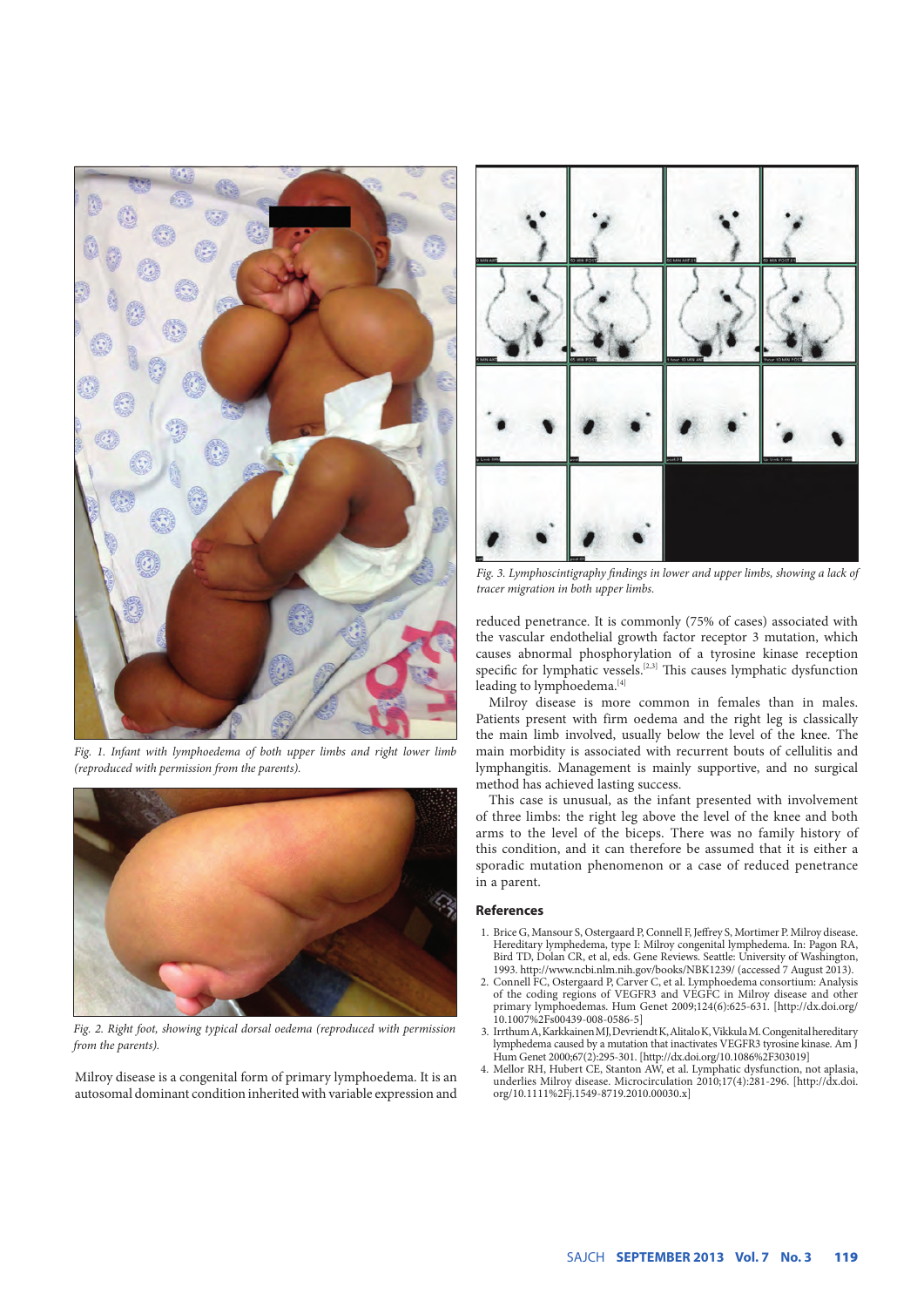Fig. 1. Infant with lymphoedema of both upper limbs and right lower limb (reproduced with permission from the parents).

Fig. 2. Right foot, showing typical dorsal oedema (reproduced with permission from the parents).

Milroy disease is a congenital form of primary lymphoedema. It is an autosomal dominant condition inherited with variable expression and reduced penetrance. It is commonly (75% of cases) associated with the vascular endothelial growth factor receptor 3 mutation, which causes abnormal phosphorylation of a tyrosine kinase reception specific for lymphatic vessels.[2,3] This causes lymphatic dysfunction leading to lymphoedema.[4]

Milroy disease is more common in females than in males. Patients present with firm oedema and the right leg is classically the main limb involved, usually below the level of the knee. The main morbidity is associated with recurrent bouts of cellulitis and lymphangitis. Management is mainly supportive, and no surgical method has achieved lasting success.

This case is unusual, as the infant presented with involvement of three limbs: the right leg above the level of the knee and both arms to the level of the biceps. There was no family history of this condition, and it can therefore be assumed that it is either a sporadic mutation phenomenon or a case of reduced penetrance in a parent.

Fig. 3. Lymphoscintigraphy findings in lower and upper limbs, showing a lack of tracer migration in both upper limbs.

## References

1. Brice G, Mansour S, Ostergaard P, Connell F, Jeffrey S, Mortimer P. Milroy disease. Hereditary lymphedema, type I: Milroy congenital lymphedema. In: Pagon RA, Bird TD, Dolan CR, et al, eds. Gene Reviews. Seattle: University of Washington, 1993. http://www.ncbi.nlm.nih.gov/books/NBK1239/ (accessed 7 August 2013).
2. Connell FC, Ostergaard P, Carver C, et al. Lymphoedema consortium: Analysis of the coding regions of VEGFR3 and VEGFC in Milroy disease and other primary lymphoedemas. Hum Genet 2009;124(6):625-631. [http://dx.doi.org/10.1007%2Fs00439-008-0586-5]
3. Irrthum A, Karkkainen MJ, Devriendt K, Alitalo K, Vikkula M. Congenital hereditary lymphedema caused by a mutation that inactivates VEGFR3 tyrosine kinase. Am J Hum Genet 2000;67(2):295-301. [http://dx.doi.org/10.1086%2F303019]
4. Mellor RH, Hubert CE, Stanton AW, et al. Lymphatic dysfunction, not aplasia, underlies Milroy disease. Microcirculation 2010;17(4):281-296. [http://dx.doi.org/10.1111%2Fj.1549-8719.2010.00030.x]